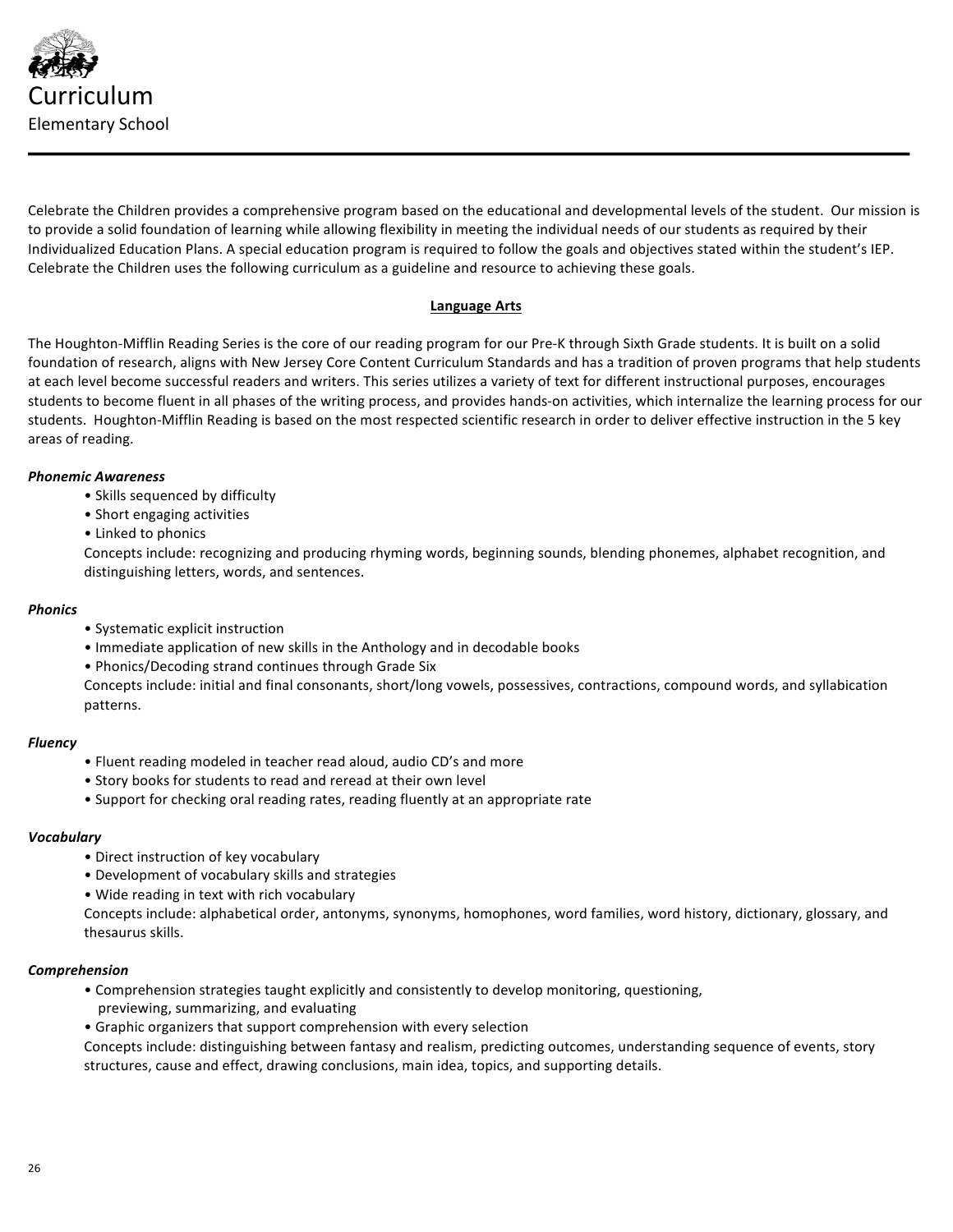# Curriculum

Elementary School

Celebrate the Children provides a comprehensive program based on the educational and developmental levels of the student. Our mission is to provide a solid foundation of learning while allowing flexibility in meeting the individual needs of our students as required by their Individualized Education Plans. A special education program is required to follow the goals and objectives stated within the student's IEP. Celebrate the Children uses the following curriculum as a guideline and resource to achieving these goals.

## Language Arts

The Houghton-Mifflin Reading Series is the core of our reading program for our Pre-K through Sixth Grade students. It is built on a solid foundation of research, aligns with New Jersey Core Content Curriculum Standards and has a tradition of proven programs that help students at each level become successful readers and writers. This series utilizes a variety of text for different instructional purposes, encourages students to become fluent in all phases of the writing process, and provides hands-on activities, which internalize the learning process for our students. Houghton-Mifflin Reading is based on the most respected scientific research in order to deliver effective instruction in the 5 key areas of reading.

***Phonemic Awareness***

- Skills sequenced by difficulty
- Short engaging activities
- Linked to phonics

Concepts include: recognizing and producing rhyming words, beginning sounds, blending phonemes, alphabet recognition, and distinguishing letters, words, and sentences.

***Phonics***

- Systematic explicit instruction
- Immediate application of new skills in the Anthology and in decodable books
- Phonics/Decoding strand continues through Grade Six

Concepts include: initial and final consonants, short/long vowels, possessives, contractions, compound words, and syllabication patterns.

***Fluency***

- Fluent reading modeled in teacher read aloud, audio CD's and more
- Story books for students to read and reread at their own level
- Support for checking oral reading rates, reading fluently at an appropriate rate

***Vocabulary***

- Direct instruction of key vocabulary
- Development of vocabulary skills and strategies
- Wide reading in text with rich vocabulary

Concepts include: alphabetical order, antonyms, synonyms, homophones, word families, word history, dictionary, glossary, and thesaurus skills.

***Comprehension***

- Comprehension strategies taught explicitly and consistently to develop monitoring, questioning, previewing, summarizing, and evaluating
- Graphic organizers that support comprehension with every selection

Concepts include: distinguishing between fantasy and realism, predicting outcomes, understanding sequence of events, story structures, cause and effect, drawing conclusions, main idea, topics, and supporting details.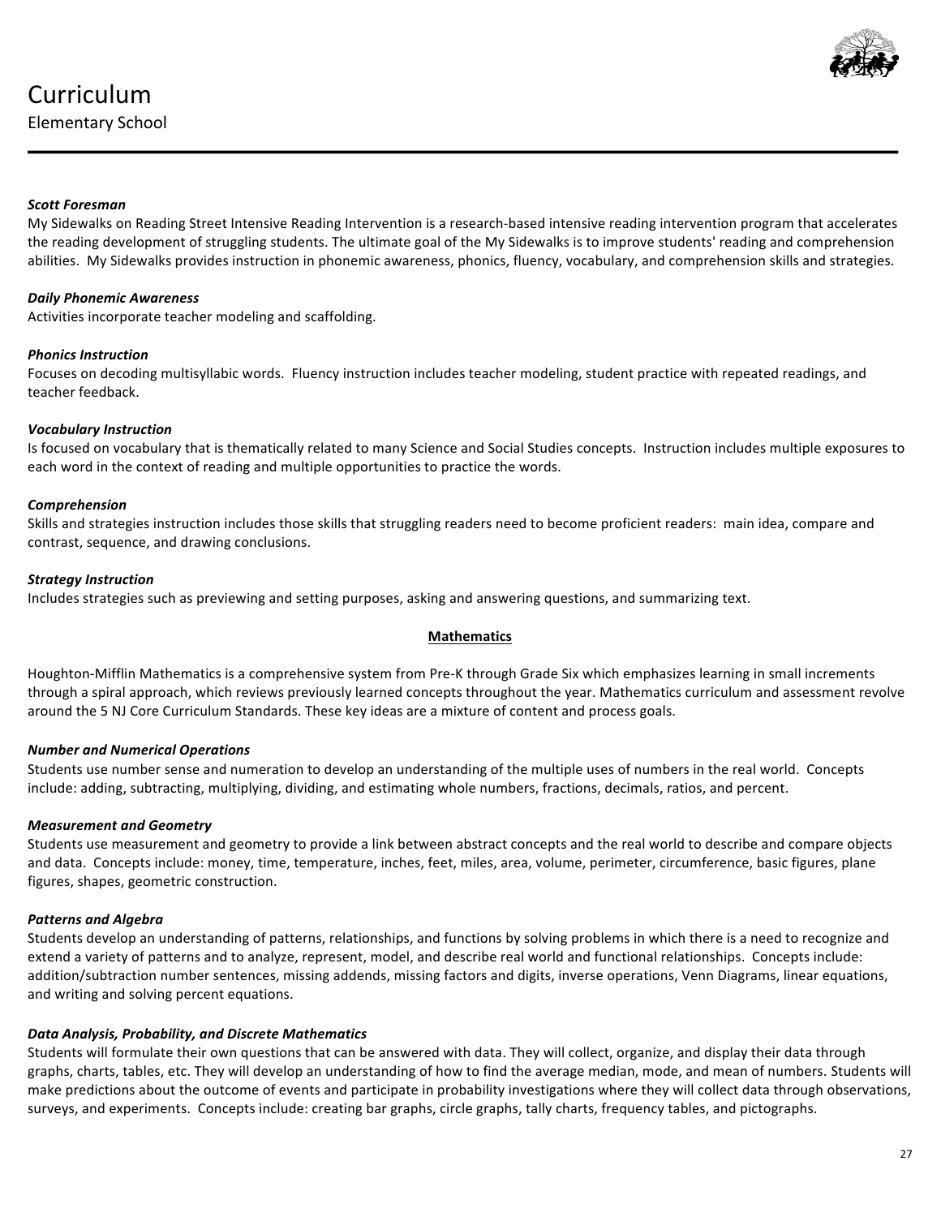# Curriculum

Elementary School

***Scott Foresman***
My Sidewalks on Reading Street Intensive Reading Intervention is a research-based intensive reading intervention program that accelerates the reading development of struggling students. The ultimate goal of the My Sidewalks is to improve students' reading and comprehension abilities. My Sidewalks provides instruction in phonemic awareness, phonics, fluency, vocabulary, and comprehension skills and strategies.

***Daily Phonemic Awareness***
Activities incorporate teacher modeling and scaffolding.

***Phonics Instruction***
Focuses on decoding multisyllabic words. Fluency instruction includes teacher modeling, student practice with repeated readings, and teacher feedback.

***Vocabulary Instruction***
Is focused on vocabulary that is thematically related to many Science and Social Studies concepts. Instruction includes multiple exposures to each word in the context of reading and multiple opportunities to practice the words.

***Comprehension***
Skills and strategies instruction includes those skills that struggling readers need to become proficient readers: main idea, compare and contrast, sequence, and drawing conclusions.

***Strategy Instruction***
Includes strategies such as previewing and setting purposes, asking and answering questions, and summarizing text.

## Mathematics

Houghton-Mifflin Mathematics is a comprehensive system from Pre-K through Grade Six which emphasizes learning in small increments through a spiral approach, which reviews previously learned concepts throughout the year. Mathematics curriculum and assessment revolve around the 5 NJ Core Curriculum Standards. These key ideas are a mixture of content and process goals.

***Number and Numerical Operations***
Students use number sense and numeration to develop an understanding of the multiple uses of numbers in the real world. Concepts include: adding, subtracting, multiplying, dividing, and estimating whole numbers, fractions, decimals, ratios, and percent.

***Measurement and Geometry***
Students use measurement and geometry to provide a link between abstract concepts and the real world to describe and compare objects and data. Concepts include: money, time, temperature, inches, feet, miles, area, volume, perimeter, circumference, basic figures, plane figures, shapes, geometric construction.

***Patterns and Algebra***
Students develop an understanding of patterns, relationships, and functions by solving problems in which there is a need to recognize and extend a variety of patterns and to analyze, represent, model, and describe real world and functional relationships. Concepts include: addition/subtraction number sentences, missing addends, missing factors and digits, inverse operations, Venn Diagrams, linear equations, and writing and solving percent equations.

***Data Analysis, Probability, and Discrete Mathematics***
Students will formulate their own questions that can be answered with data. They will collect, organize, and display their data through graphs, charts, tables, etc. They will develop an understanding of how to find the average median, mode, and mean of numbers. Students will make predictions about the outcome of events and participate in probability investigations where they will collect data through observations, surveys, and experiments. Concepts include: creating bar graphs, circle graphs, tally charts, frequency tables, and pictographs.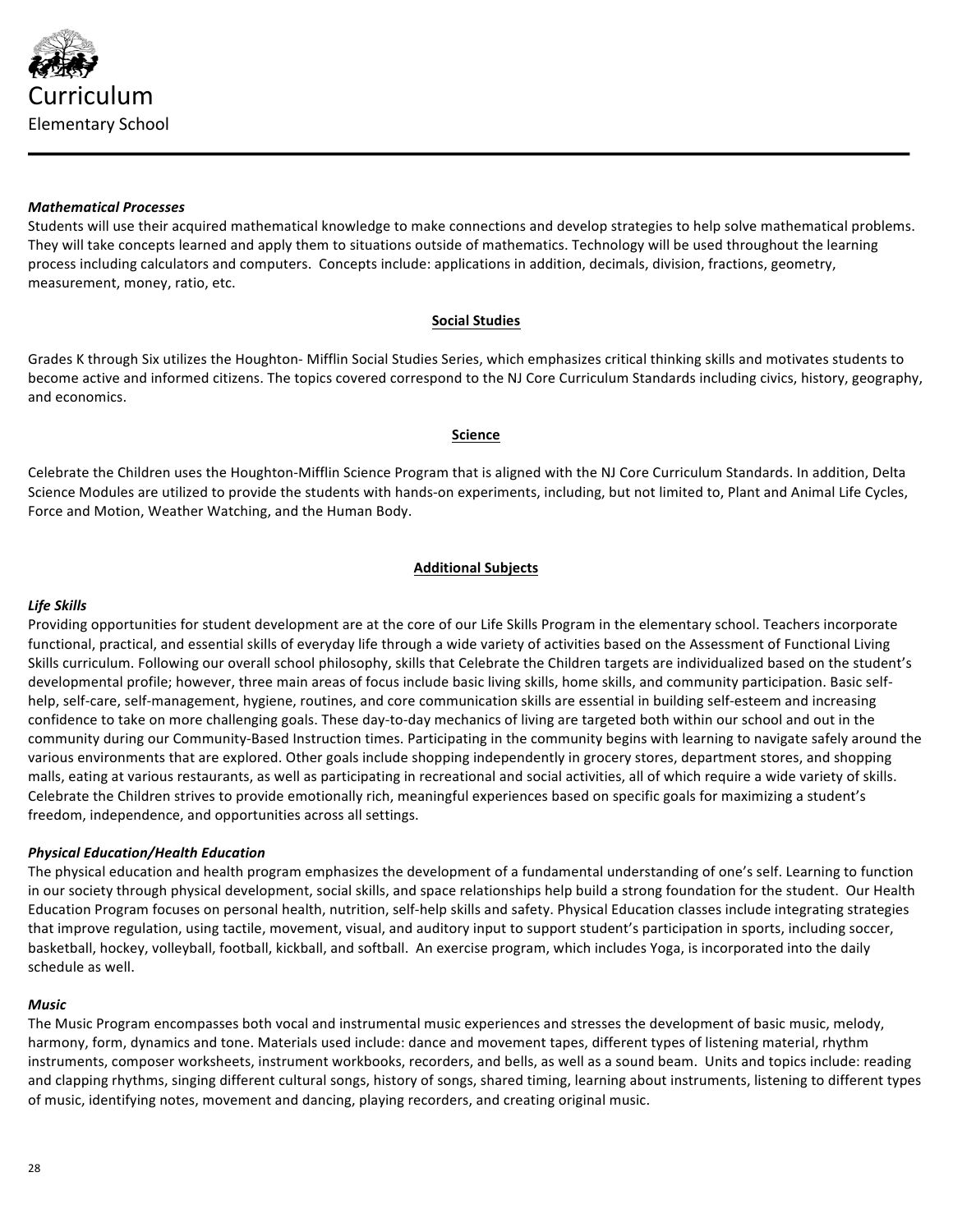# Curriculum

Elementary School

***Mathematical Processes***

Students will use their acquired mathematical knowledge to make connections and develop strategies to help solve mathematical problems. They will take concepts learned and apply them to situations outside of mathematics. Technology will be used throughout the learning process including calculators and computers. Concepts include: applications in addition, decimals, division, fractions, geometry, measurement, money, ratio, etc.

## Social Studies

Grades K through Six utilizes the Houghton- Mifflin Social Studies Series, which emphasizes critical thinking skills and motivates students to become active and informed citizens. The topics covered correspond to the NJ Core Curriculum Standards including civics, history, geography, and economics.

## Science

Celebrate the Children uses the Houghton-Mifflin Science Program that is aligned with the NJ Core Curriculum Standards. In addition, Delta Science Modules are utilized to provide the students with hands-on experiments, including, but not limited to, Plant and Animal Life Cycles, Force and Motion, Weather Watching, and the Human Body.

## Additional Subjects

***Life Skills***

Providing opportunities for student development are at the core of our Life Skills Program in the elementary school. Teachers incorporate functional, practical, and essential skills of everyday life through a wide variety of activities based on the Assessment of Functional Living Skills curriculum. Following our overall school philosophy, skills that Celebrate the Children targets are individualized based on the student's developmental profile; however, three main areas of focus include basic living skills, home skills, and community participation. Basic self-help, self-care, self-management, hygiene, routines, and core communication skills are essential in building self-esteem and increasing confidence to take on more challenging goals. These day-to-day mechanics of living are targeted both within our school and out in the community during our Community-Based Instruction times. Participating in the community begins with learning to navigate safely around the various environments that are explored. Other goals include shopping independently in grocery stores, department stores, and shopping malls, eating at various restaurants, as well as participating in recreational and social activities, all of which require a wide variety of skills. Celebrate the Children strives to provide emotionally rich, meaningful experiences based on specific goals for maximizing a student's freedom, independence, and opportunities across all settings.

***Physical Education/Health Education***

The physical education and health program emphasizes the development of a fundamental understanding of one's self. Learning to function in our society through physical development, social skills, and space relationships help build a strong foundation for the student. Our Health Education Program focuses on personal health, nutrition, self-help skills and safety. Physical Education classes include integrating strategies that improve regulation, using tactile, movement, visual, and auditory input to support student's participation in sports, including soccer, basketball, hockey, volleyball, football, kickball, and softball. An exercise program, which includes Yoga, is incorporated into the daily schedule as well.

***Music***

The Music Program encompasses both vocal and instrumental music experiences and stresses the development of basic music, melody, harmony, form, dynamics and tone. Materials used include: dance and movement tapes, different types of listening material, rhythm instruments, composer worksheets, instrument workbooks, recorders, and bells, as well as a sound beam. Units and topics include: reading and clapping rhythms, singing different cultural songs, history of songs, shared timing, learning about instruments, listening to different types of music, identifying notes, movement and dancing, playing recorders, and creating original music.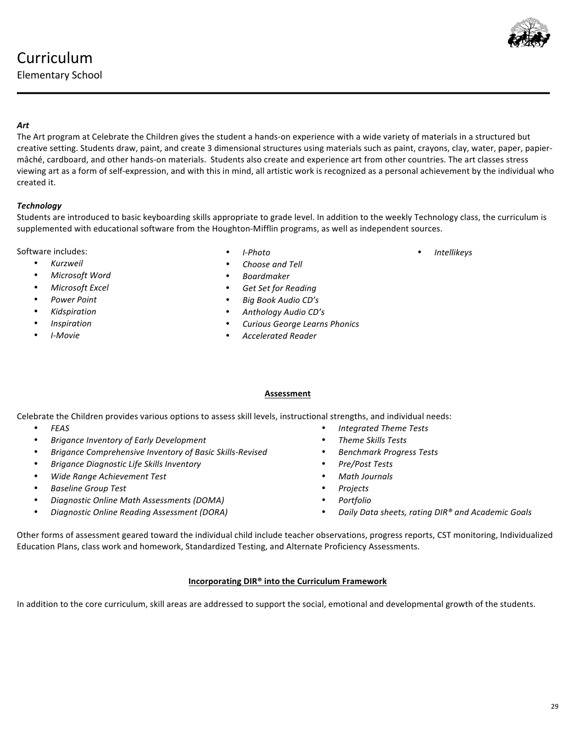# Curriculum

Elementary School

### *Art*

The Art program at Celebrate the Children gives the student a hands-on experience with a wide variety of materials in a structured but creative setting. Students draw, paint, and create 3 dimensional structures using materials such as paint, crayons, clay, water, paper, papier-mâché, cardboard, and other hands-on materials. Students also create and experience art from other countries. The art classes stress viewing art as a form of self-expression, and with this in mind, all artistic work is recognized as a personal achievement by the individual who created it.

### *Technology*

Students are introduced to basic keyboarding skills appropriate to grade level. In addition to the weekly Technology class, the curriculum is supplemented with educational software from the Houghton-Mifflin programs, as well as independent sources.

Software includes:

- *Kurzweil*
- *Microsoft Word*
- *Microsoft Excel*
- *Power Point*
- *Kidspiration*
- *Inspiration*
- *I-Movie*
- *I-Photo*
- *Choose and Tell*
- *Boardmaker*
- *Get Set for Reading*
- *Big Book Audio CD's*
- *Anthology Audio CD's*
- *Curious George Learns Phonics*
- *Accelerated Reader*
- *Intellikeys*

## Assessment

Celebrate the Children provides various options to assess skill levels, instructional strengths, and individual needs:

- *FEAS*
- *Brigance Inventory of Early Development*
- *Brigance Comprehensive Inventory of Basic Skills-Revised*
- *Brigance Diagnostic Life Skills Inventory*
- *Wide Range Achievement Test*
- *Baseline Group Test*
- *Diagnostic Online Math Assessments (DOMA)*
- *Diagnostic Online Reading Assessment (DORA)*
- *Integrated Theme Tests*
- *Theme Skills Tests*
- *Benchmark Progress Tests*
- *Pre/Post Tests*
- *Math Journals*
- *Projects*
- *Portfolio*
- *Daily Data sheets, rating DIR® and Academic Goals*

Other forms of assessment geared toward the individual child include teacher observations, progress reports, CST monitoring, Individualized Education Plans, class work and homework, Standardized Testing, and Alternate Proficiency Assessments.

## Incorporating DIR® into the Curriculum Framework

In addition to the core curriculum, skill areas are addressed to support the social, emotional and developmental growth of the students.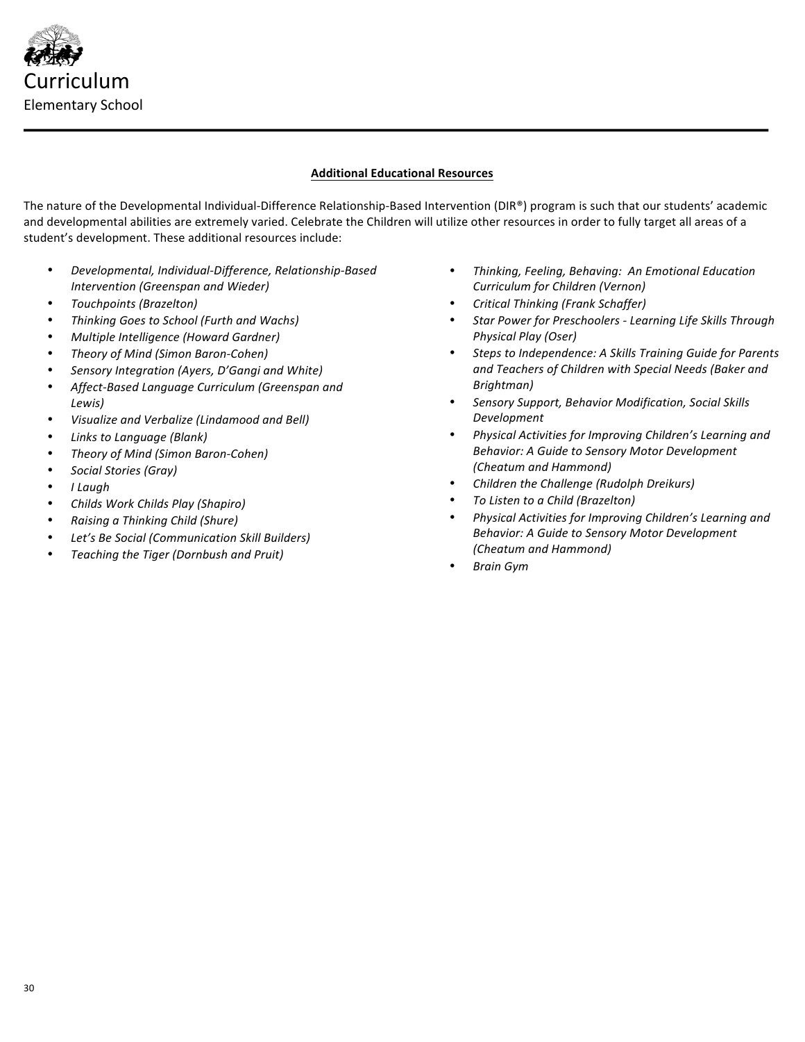# Curriculum

Elementary School

## Additional Educational Resources

The nature of the Developmental Individual-Difference Relationship-Based Intervention (DIR®) program is such that our students' academic and developmental abilities are extremely varied. Celebrate the Children will utilize other resources in order to fully target all areas of a student's development. These additional resources include:

- *Developmental, Individual-Difference, Relationship-Based Intervention (Greenspan and Wieder)*
- *Touchpoints (Brazelton)*
- *Thinking Goes to School (Furth and Wachs)*
- *Multiple Intelligence (Howard Gardner)*
- *Theory of Mind (Simon Baron-Cohen)*
- *Sensory Integration (Ayers, D'Gangi and White)*
- *Affect-Based Language Curriculum (Greenspan and Lewis)*
- *Visualize and Verbalize (Lindamood and Bell)*
- *Links to Language (Blank)*
- *Theory of Mind (Simon Baron-Cohen)*
- *Social Stories (Gray)*
- *I Laugh*
- *Childs Work Childs Play (Shapiro)*
- *Raising a Thinking Child (Shure)*
- *Let's Be Social (Communication Skill Builders)*
- *Teaching the Tiger (Dornbush and Pruit)*
- *Thinking, Feeling, Behaving: An Emotional Education Curriculum for Children (Vernon)*
- *Critical Thinking (Frank Schaffer)*
- *Star Power for Preschoolers - Learning Life Skills Through Physical Play (Oser)*
- *Steps to Independence: A Skills Training Guide for Parents and Teachers of Children with Special Needs (Baker and Brightman)*
- *Sensory Support, Behavior Modification, Social Skills Development*
- *Physical Activities for Improving Children's Learning and Behavior: A Guide to Sensory Motor Development (Cheatum and Hammond)*
- *Children the Challenge (Rudolph Dreikurs)*
- *To Listen to a Child (Brazelton)*
- *Physical Activities for Improving Children's Learning and Behavior: A Guide to Sensory Motor Development (Cheatum and Hammond)*
- *Brain Gym*